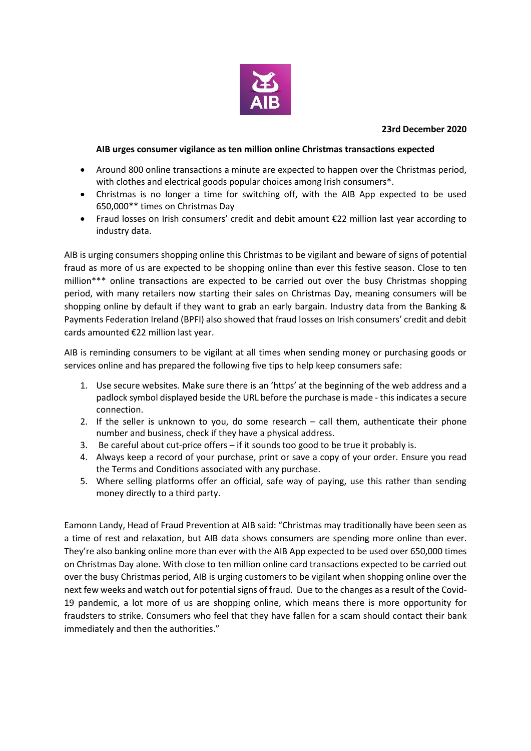**23rd December 2020**

**AIB urges consumer vigilance as ten million online Christmas transactions expected**

- Around 800 online transactions a minute are expected to happen over the Christmas period, with clothes and electrical goods popular choices among Irish consumers*.
- Christmas is no longer a time for switching off, with the AIB App expected to be used 650,000** times on Christmas Day
- Fraud losses on Irish consumers' credit and debit amount €22 million last year according to industry data.

AIB is urging consumers shopping online this Christmas to be vigilant and beware of signs of potential fraud as more of us are expected to be shopping online than ever this festive season. Close to ten million*** online transactions are expected to be carried out over the busy Christmas shopping period, with many retailers now starting their sales on Christmas Day, meaning consumers will be shopping online by default if they want to grab an early bargain. Industry data from the Banking & Payments Federation Ireland (BPFI) also showed that fraud losses on Irish consumers' credit and debit cards amounted €22 million last year.

AIB is reminding consumers to be vigilant at all times when sending money or purchasing goods or services online and has prepared the following five tips to help keep consumers safe:

1. Use secure websites. Make sure there is an 'https' at the beginning of the web address and a padlock symbol displayed beside the URL before the purchase is made - this indicates a secure connection.
2. If the seller is unknown to you, do some research – call them, authenticate their phone number and business, check if they have a physical address.
3. Be careful about cut-price offers – if it sounds too good to be true it probably is.
4. Always keep a record of your purchase, print or save a copy of your order. Ensure you read the Terms and Conditions associated with any purchase.
5. Where selling platforms offer an official, safe way of paying, use this rather than sending money directly to a third party.

Eamonn Landy, Head of Fraud Prevention at AIB said: "Christmas may traditionally have been seen as a time of rest and relaxation, but AIB data shows consumers are spending more online than ever. They're also banking online more than ever with the AIB App expected to be used over 650,000 times on Christmas Day alone. With close to ten million online card transactions expected to be carried out over the busy Christmas period, AIB is urging customers to be vigilant when shopping online over the next few weeks and watch out for potential signs of fraud. Due to the changes as a result of the Covid-19 pandemic, a lot more of us are shopping online, which means there is more opportunity for fraudsters to strike. Consumers who feel that they have fallen for a scam should contact their bank immediately and then the authorities."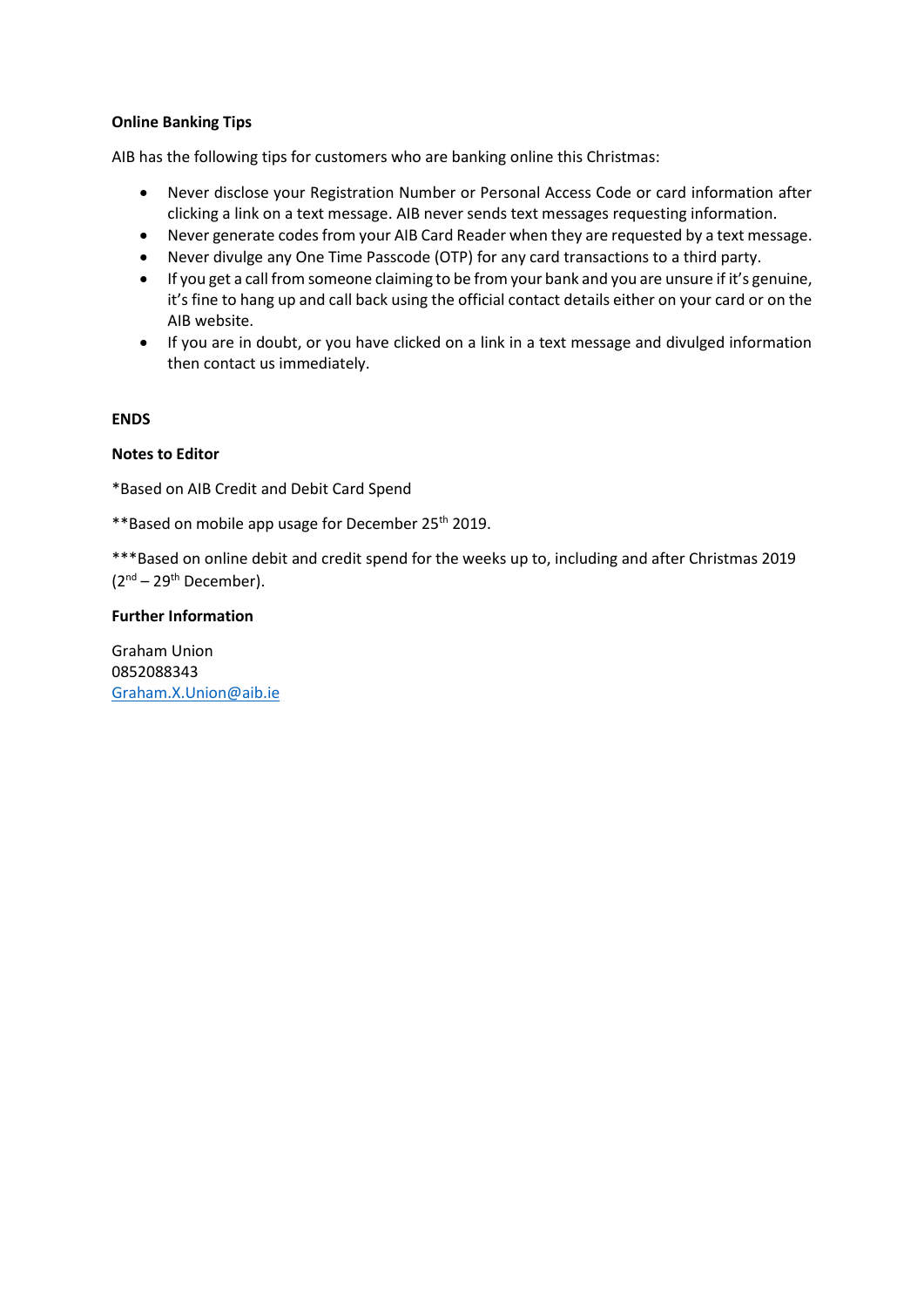**Online Banking Tips**

AIB has the following tips for customers who are banking online this Christmas:

- Never disclose your Registration Number or Personal Access Code or card information after clicking a link on a text message. AIB never sends text messages requesting information.
- Never generate codes from your AIB Card Reader when they are requested by a text message.
- Never divulge any One Time Passcode (OTP) for any card transactions to a third party.
- If you get a call from someone claiming to be from your bank and you are unsure if it's genuine, it's fine to hang up and call back using the official contact details either on your card or on the AIB website.
- If you are in doubt, or you have clicked on a link in a text message and divulged information then contact us immediately.

**ENDS**

**Notes to Editor**

*Based on AIB Credit and Debit Card Spend

**Based on mobile app usage for December 25th 2019.

***Based on online debit and credit spend for the weeks up to, including and after Christmas 2019 (2nd – 29th December).

**Further Information**

Graham Union
0852088343
[Graham.X.Union@aib.ie](mailto:Graham.X.Union@aib.ie)